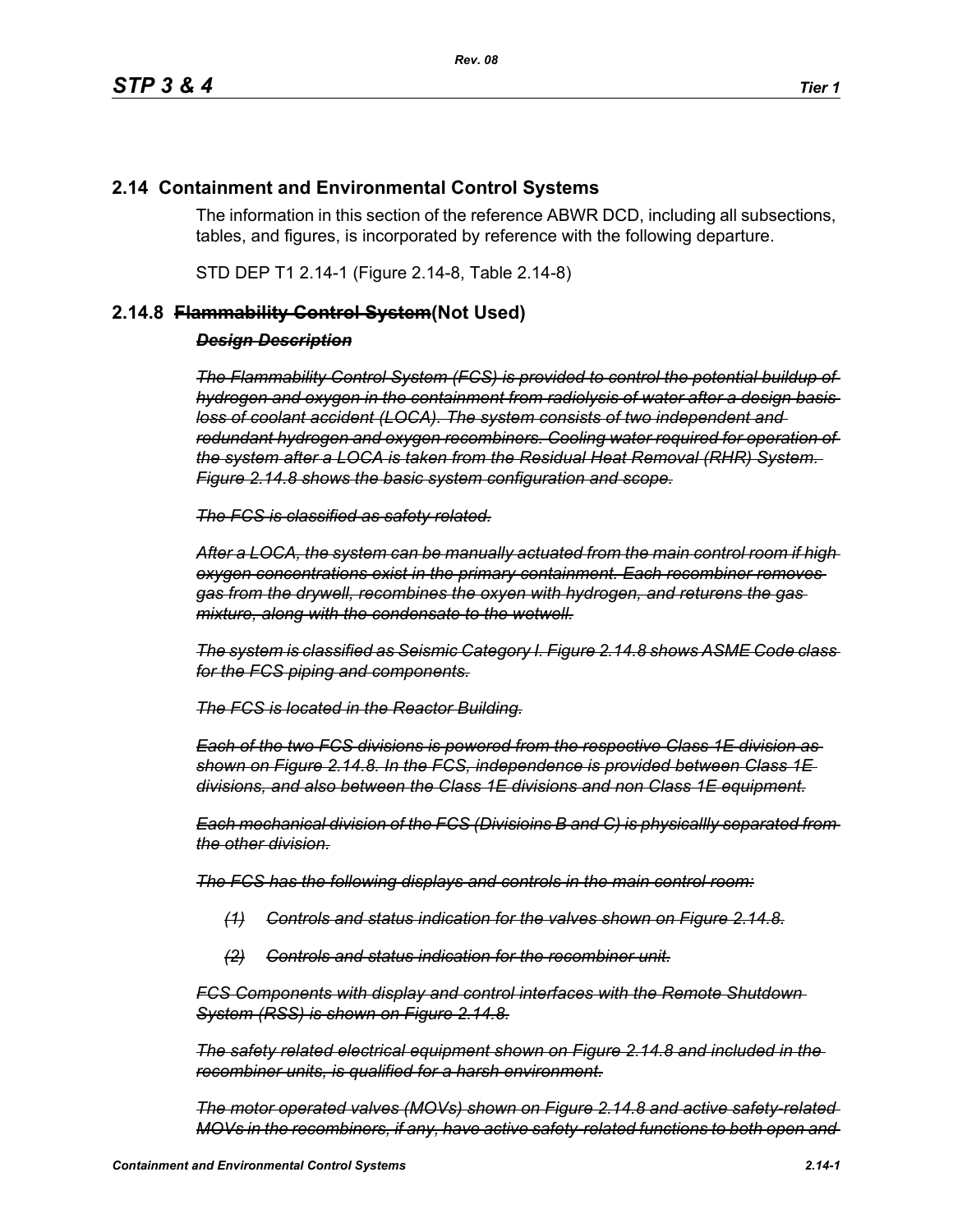## 2.14 Containment and Environmental Control Systems

The information in this section of the reference ABWR DCD, including all subsections, tables, and figures, is incorporated by reference with the following departure.

STD DEP T1 2.14-1 (Figure 2.14-8, Table 2.14-8)

### 2.14.8 ~~Flammability Control System~~(Not Used)

~~***Design Description***~~

~~*The Flammability Control System (FCS) is provided to control the potential buildup of hydrogen and oxygen in the containment from radiolysis of water after a design basis loss of coolant accident (LOCA). The system consists of two independent and redundant hydrogen and oxygen recombiners. Cooling water required for operation of the system after a LOCA is taken from the Residual Heat Removal (RHR) System. Figure 2.14.8 shows the basic system configuration and scope.*~~

~~*The FCS is classified as safety related.*~~

~~*After a LOCA, the system can be manually actuated from the main control room if high oxygen concentrations exist in the primary containment. Each recombiner removes gas from the drywell, recombines the oxyen with hydrogen, and returens the gas mixture, along with the condensate to the wetwell.*~~

~~*The system is classified as Seismic Category I. Figure 2.14.8 shows ASME Code class for the FCS piping and components.*~~

~~*The FCS is located in the Reactor Building.*~~

~~*Each of the two FCS divisions is powered from the respective Class 1E division as shown on Figure 2.14.8. In the FCS, independence is provided between Class 1E divisions, and also between the Class 1E divisions and non Class 1E equipment.*~~

~~*Each mechanical division of the FCS (Divisioins B and C) is physicallly separated from the other division.*~~

~~*The FCS has the following displays and controls in the main control room:*~~

~~*(1) Controls and status indication for the valves shown on Figure 2.14.8.*~~

~~*(2) Controls and status indication for the recombiner unit.*~~

~~*FCS Components with display and control interfaces with the Remote Shutdown System (RSS) is shown on Figure 2.14.8.*~~

~~*The safety related electrical equipment shown on Figure 2.14.8 and included in the recombiner units, is qualified for a harsh environment.*~~

~~*The motor operated valves (MOVs) shown on Figure 2.14.8 and active safety-related MOVs in the recombiners, if any, have active safety-related functions to both open and*~~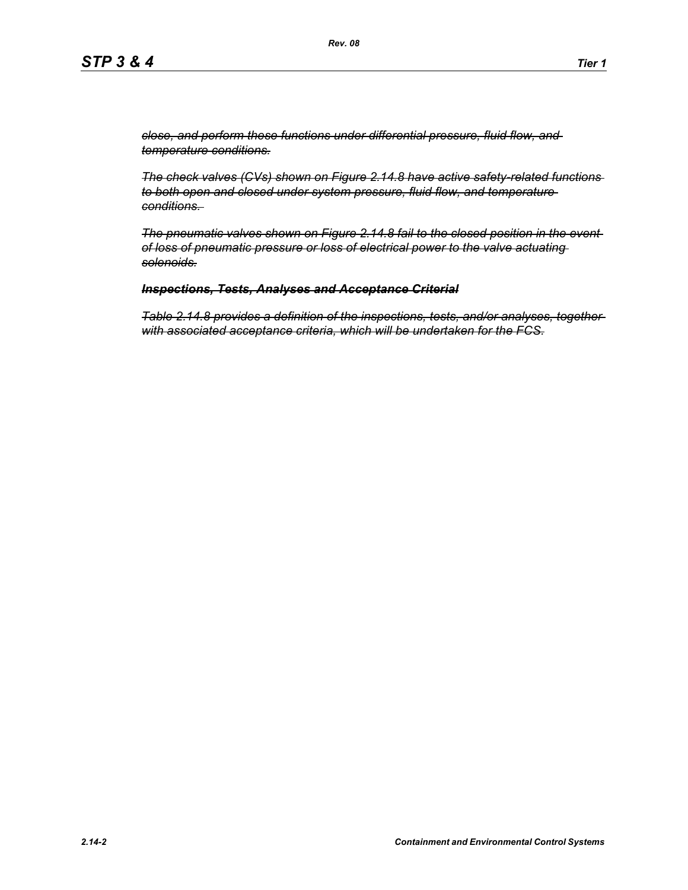*~~close, and perform these functions under differential pressure, fluid flow, and temperature conditions.~~*

*~~The check valves (CVs) shown on Figure 2.14.8 have active safety-related functions to both open and closed under system pressure, fluid flow, and temperature conditions.~~*

*~~The pneumatic valves shown on Figure 2.14.8 fail to the closed position in the event of loss of pneumatic pressure or loss of electrical power to the valve actuating solenoids.~~*

***~~Inspections, Tests, Analyses and Acceptance Criterial~~***

*~~Table 2.14.8 provides a definition of the inspections, tests, and/or analyses, together with associated acceptance criteria, which will be undertaken for the FCS.~~*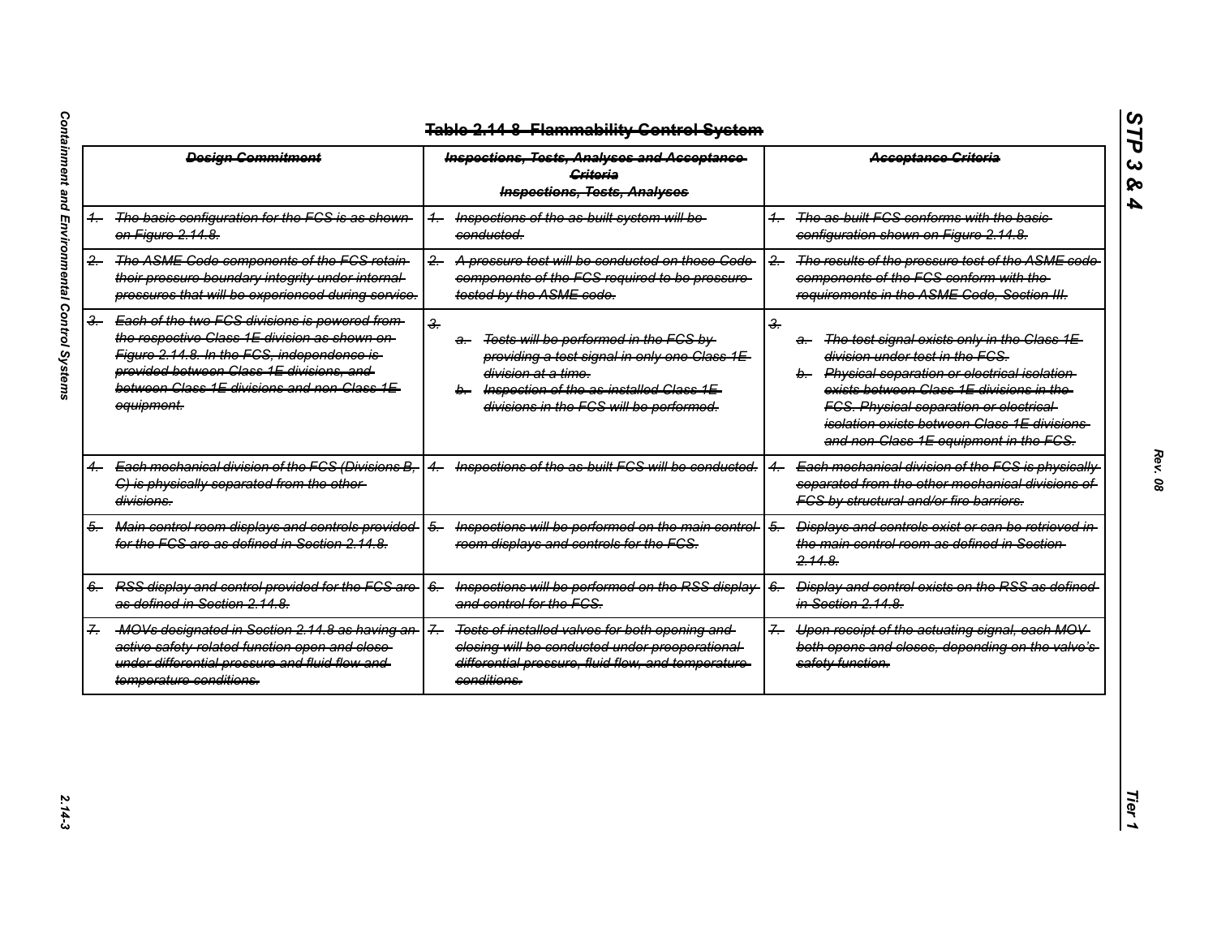## ~~Table 2.14-8 Flammability Control System~~

| ~~Design Commitment~~ | ~~Inspections, Tests, Analyses and Acceptance Criteria~~ ~~Inspections, Tests, Analyses~~ | ~~Acceptance Criteria~~ |
|---|---|---|
| ~~1. The basic configuration for the FCS is as shown on Figure 2.14.8.~~ | ~~1. Inspections of the as-built system will be conducted.~~ | ~~1. The as-built FCS conforms with the basic configuration shown on Figure 2.14.8.~~ |
| ~~2. The ASME Code components of the FCS retain their pressure boundary integrity under internal pressures that will be experienced during service.~~ | ~~2. A pressure test will be conducted on those Code components of the FCS required to be pressure-tested by the ASME code.~~ | ~~2. The results of the pressure test of the ASME code components of the FCS conform with the requirements in the ASME Code, Section III.~~ |
| ~~3. Each of the two FCS divisions is powered from the respective Class 1E division as shown on Figure 2.14.8. In the FCS, independence is provided between Class 1E divisions, and between Class 1E divisions and non-Class 1E equipment.~~ | ~~3.~~ ~~a. Tests will be performed in the FCS by providing a test signal in only one Class 1E division at a time.~~ ~~b. Inspection of the as-installed Class 1E divisions in the FCS will be performed.~~ | ~~3.~~ ~~a. The test signal exists only in the Class 1E division under test in the FCS.~~ ~~b. Physical separation or electrical isolation exists between Class 1E divisions in the FCS. Physical separation or electrical isolation exists between Class 1E divisions and non-Class 1E equipment in the FCS.~~ |
| ~~4. Each mechanical division of the FCS (Divisions B, C) is physically separated from the other divisions.~~ | ~~4. Inspections of the as-built FCS will be conducted.~~ | ~~4. Each mechanical division of the FCS is physically separated from the other mechanical divisions of FCS by structural and/or fire barriers.~~ |
| ~~5. Main control room displays and controls provided for the FCS are as defined in Section 2.14.8.~~ | ~~5. Inspections will be performed on the main control room displays and controls for the FCS.~~ | ~~5. Displays and controls exist or can be retrieved in the main control room as defined in Section 2.14.8.~~ |
| ~~6. RSS display and control provided for the FCS are as defined in Section 2.14.8.~~ | ~~6. Inspections will be performed on the RSS display and control for the FCS.~~ | ~~6. Display and control exists on the RSS as defined in Section 2.14.8.~~ |
| ~~7. MOVs designated in Section 2.14.8 as having an active safety-related function open and close under differential pressure and fluid flow and temperature conditions.~~ | ~~7. Tests of installed valves for both opening and closing will be conducted under preoperational differential pressure, fluid flow, and temperature conditions.~~ | ~~7. Upon receipt of the actuating signal, each MOV both opens and closes, depending on the valve's safety function.~~ |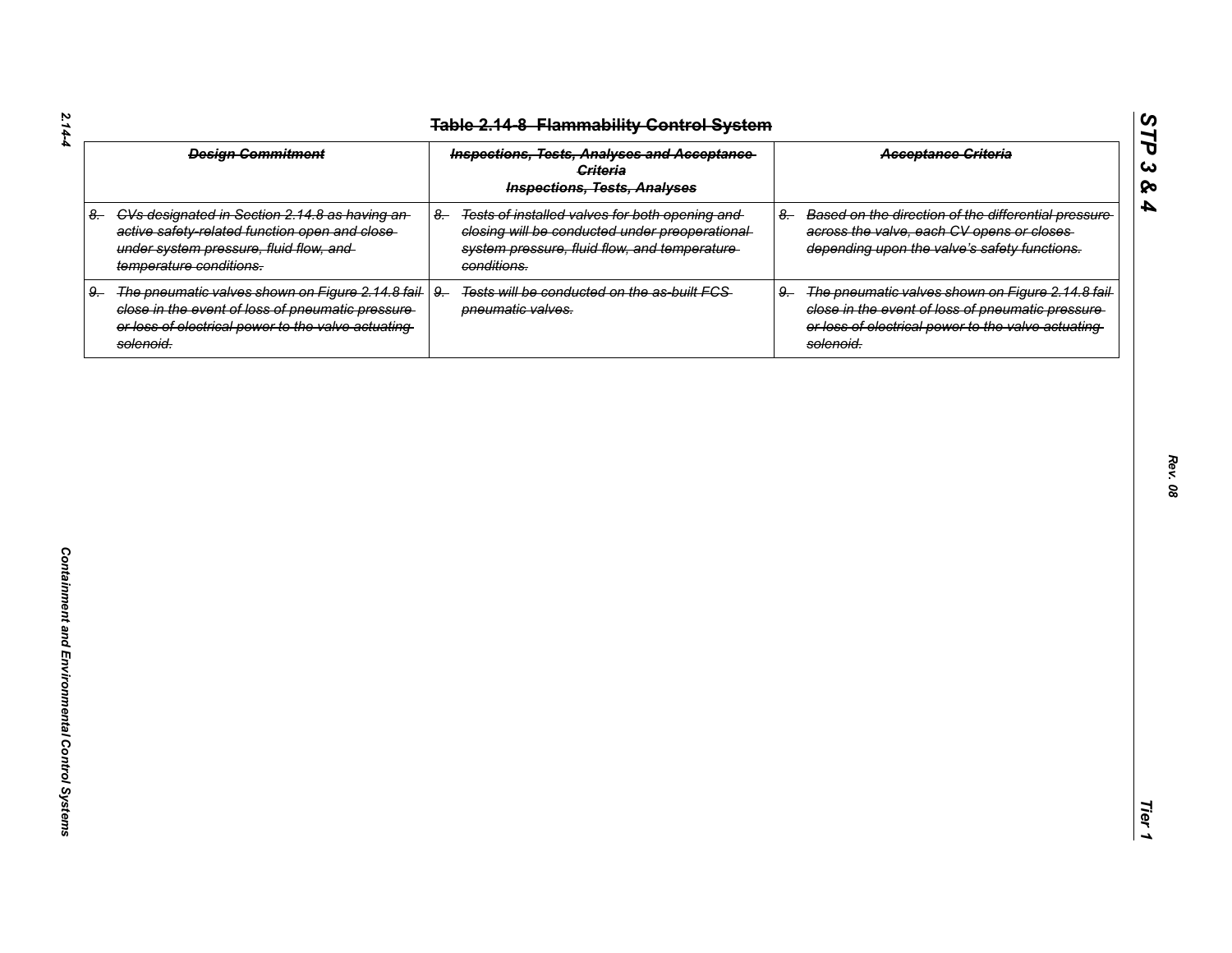# ~~Table 2.14-8 Flammability Control System~~

| ~~Design Commitment~~ | ~~Inspections, Tests, Analyses and Acceptance Criteria~~ Inspections, Tests, Analyses | ~~Acceptance Criteria~~ |
|---|---|---|
| ~~8. CVs designated in Section 2.14.8 as having an active safety-related function open and close under system pressure, fluid flow, and temperature conditions.~~ | ~~8. Tests of installed valves for both opening and closing will be conducted under preoperational system pressure, fluid flow, and temperature conditions.~~ | ~~8. Based on the direction of the differential pressure across the valve, each CV opens or closes depending upon the valve's safety functions.~~ |
| ~~9. The pneumatic valves shown on Figure 2.14.8 fail close in the event of loss of pneumatic pressure or loss of electrical power to the valve actuating solenoid.~~ | ~~9. Tests will be conducted on the as-built FCS pneumatic valves.~~ | ~~9. The pneumatic valves shown on Figure 2.14.8 fail close in the event of loss of pneumatic pressure or loss of electrical power to the valve actuating solenoid.~~ |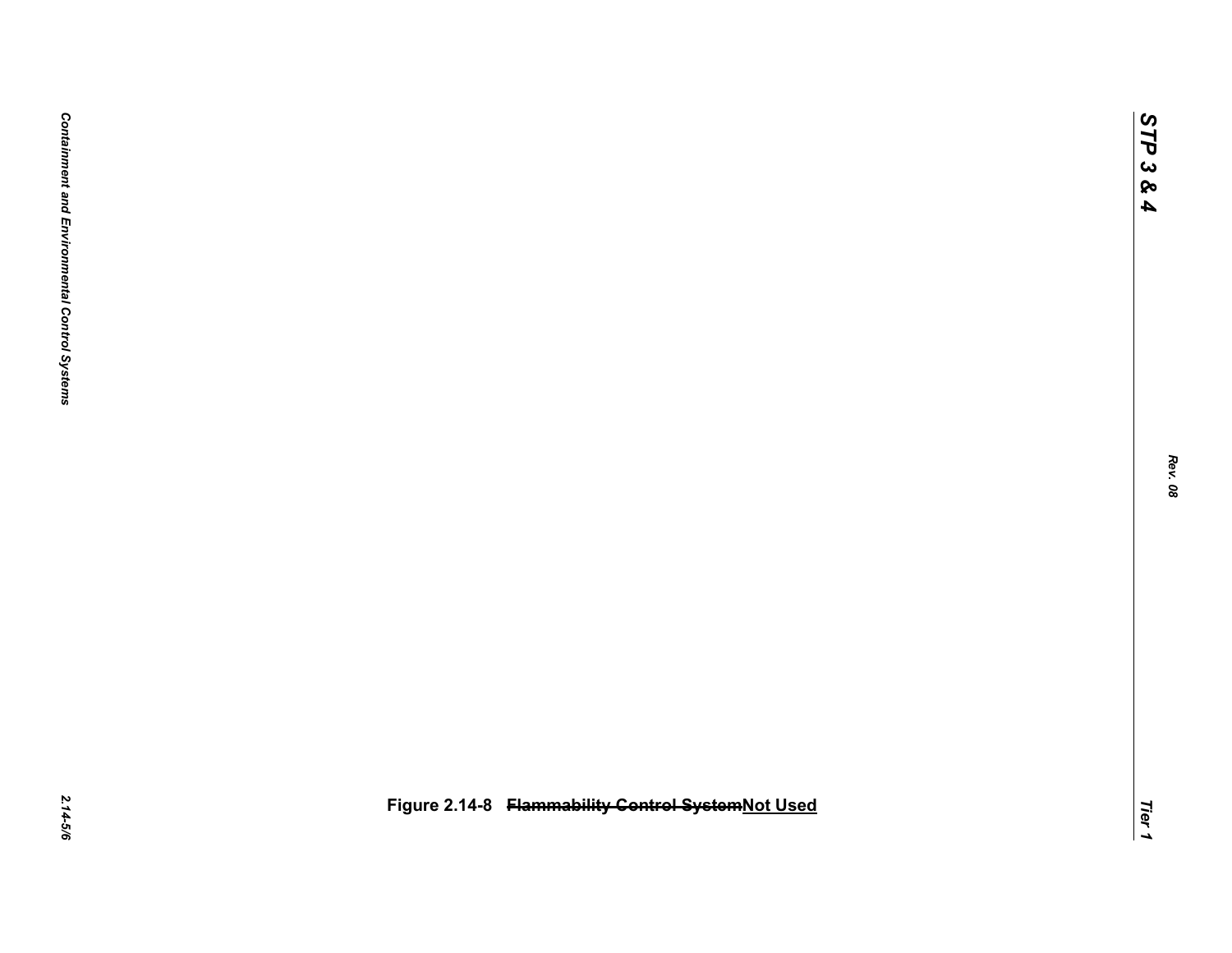Figure 2.14-8 ~~Flammability Control System~~Not Used